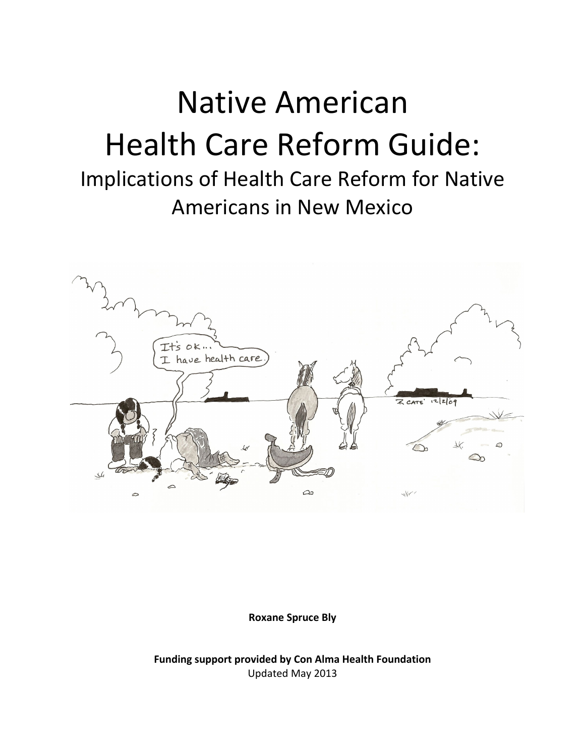# Native American Health Care Reform Guide:

## Implications of Health Care Reform for Native Americans in New Mexico

**Roxane Spruce Bly**

**Funding support provided by Con Alma Health Foundation**

Updated May 2013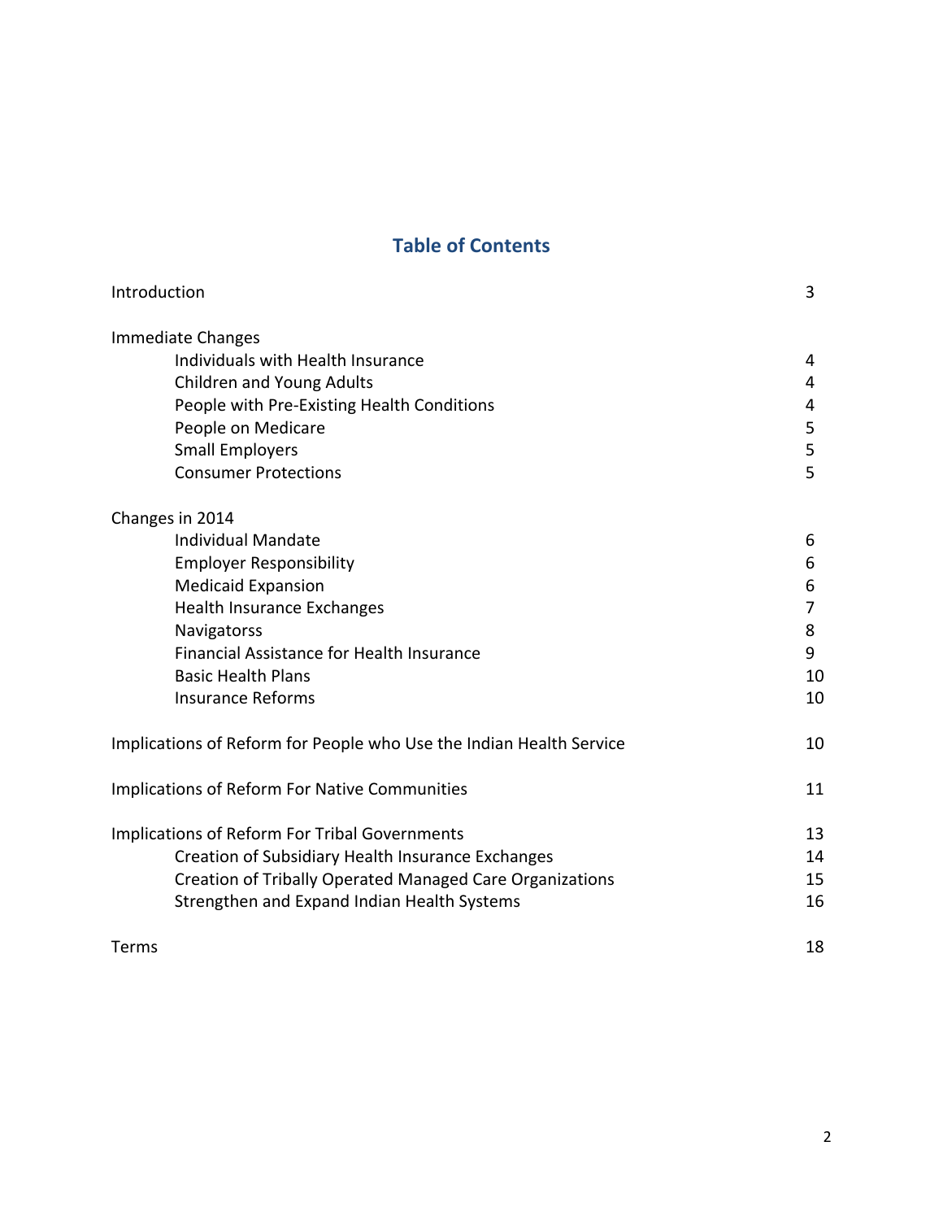# Table of Contents

| | |
|---|---|
| Introduction | 3 |
| **Immediate Changes** | |
| Individuals with Health Insurance | 4 |
| Children and Young Adults | 4 |
| People with Pre-Existing Health Conditions | 4 |
| People on Medicare | 5 |
| Small Employers | 5 |
| Consumer Protections | 5 |
| **Changes in 2014** | |
| Individual Mandate | 6 |
| Employer Responsibility | 6 |
| Medicaid Expansion | 6 |
| Health Insurance Exchanges | 7 |
| Navigatorss | 8 |
| Financial Assistance for Health Insurance | 9 |
| Basic Health Plans | 10 |
| Insurance Reforms | 10 |
| Implications of Reform for People who Use the Indian Health Service | 10 |
| Implications of Reform For Native Communities | 11 |
| **Implications of Reform For Tribal Governments** | 13 |
| Creation of Subsidiary Health Insurance Exchanges | 14 |
| Creation of Tribally Operated Managed Care Organizations | 15 |
| Strengthen and Expand Indian Health Systems | 16 |
| Terms | 18 |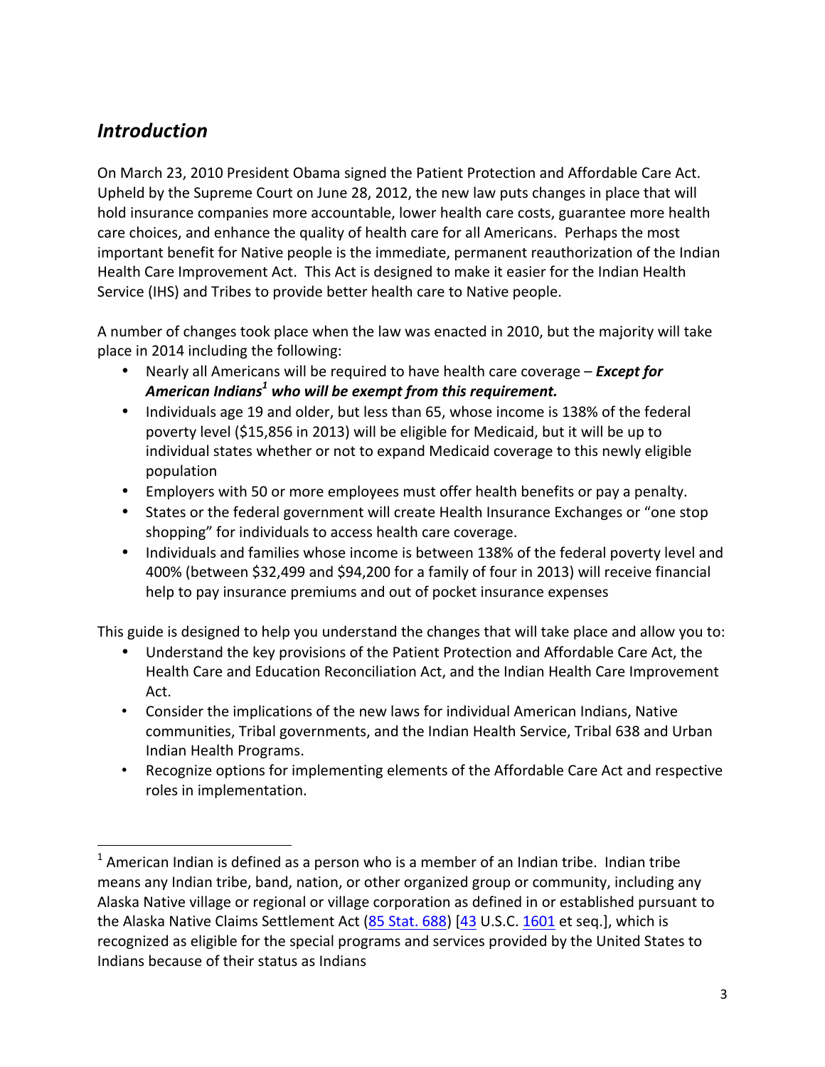## *Introduction*

On March 23, 2010 President Obama signed the Patient Protection and Affordable Care Act. Upheld by the Supreme Court on June 28, 2012, the new law puts changes in place that will hold insurance companies more accountable, lower health care costs, guarantee more health care choices, and enhance the quality of health care for all Americans. Perhaps the most important benefit for Native people is the immediate, permanent reauthorization of the Indian Health Care Improvement Act. This Act is designed to make it easier for the Indian Health Service (IHS) and Tribes to provide better health care to Native people.

A number of changes took place when the law was enacted in 2010, but the majority will take place in 2014 including the following:

- Nearly all Americans will be required to have health care coverage – ***Except for American Indians[1] who will be exempt from this requirement.***
- Individuals age 19 and older, but less than 65, whose income is 138% of the federal poverty level ($15,856 in 2013) will be eligible for Medicaid, but it will be up to individual states whether or not to expand Medicaid coverage to this newly eligible population
- Employers with 50 or more employees must offer health benefits or pay a penalty.
- States or the federal government will create Health Insurance Exchanges or "one stop shopping" for individuals to access health care coverage.
- Individuals and families whose income is between 138% of the federal poverty level and 400% (between $32,499 and $94,200 for a family of four in 2013) will receive financial help to pay insurance premiums and out of pocket insurance expenses

This guide is designed to help you understand the changes that will take place and allow you to:

- Understand the key provisions of the Patient Protection and Affordable Care Act, the Health Care and Education Reconciliation Act, and the Indian Health Care Improvement Act.
- Consider the implications of the new laws for individual American Indians, Native communities, Tribal governments, and the Indian Health Service, Tribal 638 and Urban Indian Health Programs.
- Recognize options for implementing elements of the Affordable Care Act and respective roles in implementation.

---

[1] American Indian is defined as a person who is a member of an Indian tribe. Indian tribe means any Indian tribe, band, nation, or other organized group or community, including any Alaska Native village or regional or village corporation as defined in or established pursuant to the Alaska Native Claims Settlement Act (85 Stat. 688) [43 U.S.C. 1601 et seq.], which is recognized as eligible for the special programs and services provided by the United States to Indians because of their status as Indians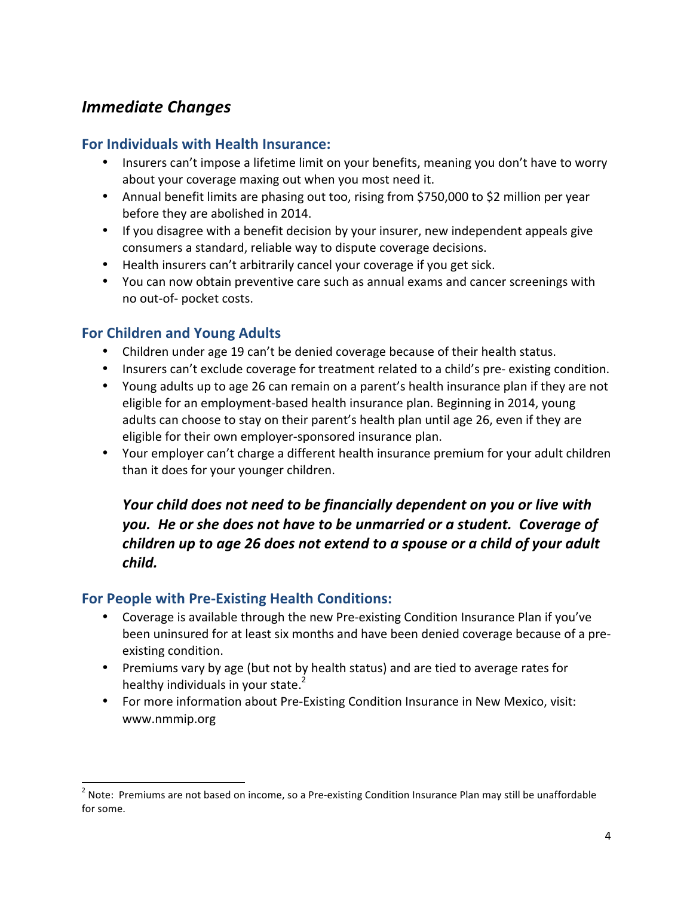## *Immediate Changes*

### For Individuals with Health Insurance:

- Insurers can't impose a lifetime limit on your benefits, meaning you don't have to worry about your coverage maxing out when you most need it.
- Annual benefit limits are phasing out too, rising from $750,000 to $2 million per year before they are abolished in 2014.
- If you disagree with a benefit decision by your insurer, new independent appeals give consumers a standard, reliable way to dispute coverage decisions.
- Health insurers can't arbitrarily cancel your coverage if you get sick.
- You can now obtain preventive care such as annual exams and cancer screenings with no out-of- pocket costs.

### For Children and Young Adults

- Children under age 19 can't be denied coverage because of their health status.
- Insurers can't exclude coverage for treatment related to a child's pre- existing condition.
- Young adults up to age 26 can remain on a parent's health insurance plan if they are not eligible for an employment-based health insurance plan. Beginning in 2014, young adults can choose to stay on their parent's health plan until age 26, even if they are eligible for their own employer-sponsored insurance plan.
- Your employer can't charge a different health insurance premium for your adult children than it does for your younger children.

***Your child does not need to be financially dependent on you or live with you. He or she does not have to be unmarried or a student. Coverage of children up to age 26 does not extend to a spouse or a child of your adult child.***

### For People with Pre-Existing Health Conditions:

- Coverage is available through the new Pre-existing Condition Insurance Plan if you've been uninsured for at least six months and have been denied coverage because of a pre-existing condition.
- Premiums vary by age (but not by health status) and are tied to average rates for healthy individuals in your state.[2]
- For more information about Pre-Existing Condition Insurance in New Mexico, visit: www.nmmip.org

---

[2] Note: Premiums are not based on income, so a Pre-existing Condition Insurance Plan may still be unaffordable for some.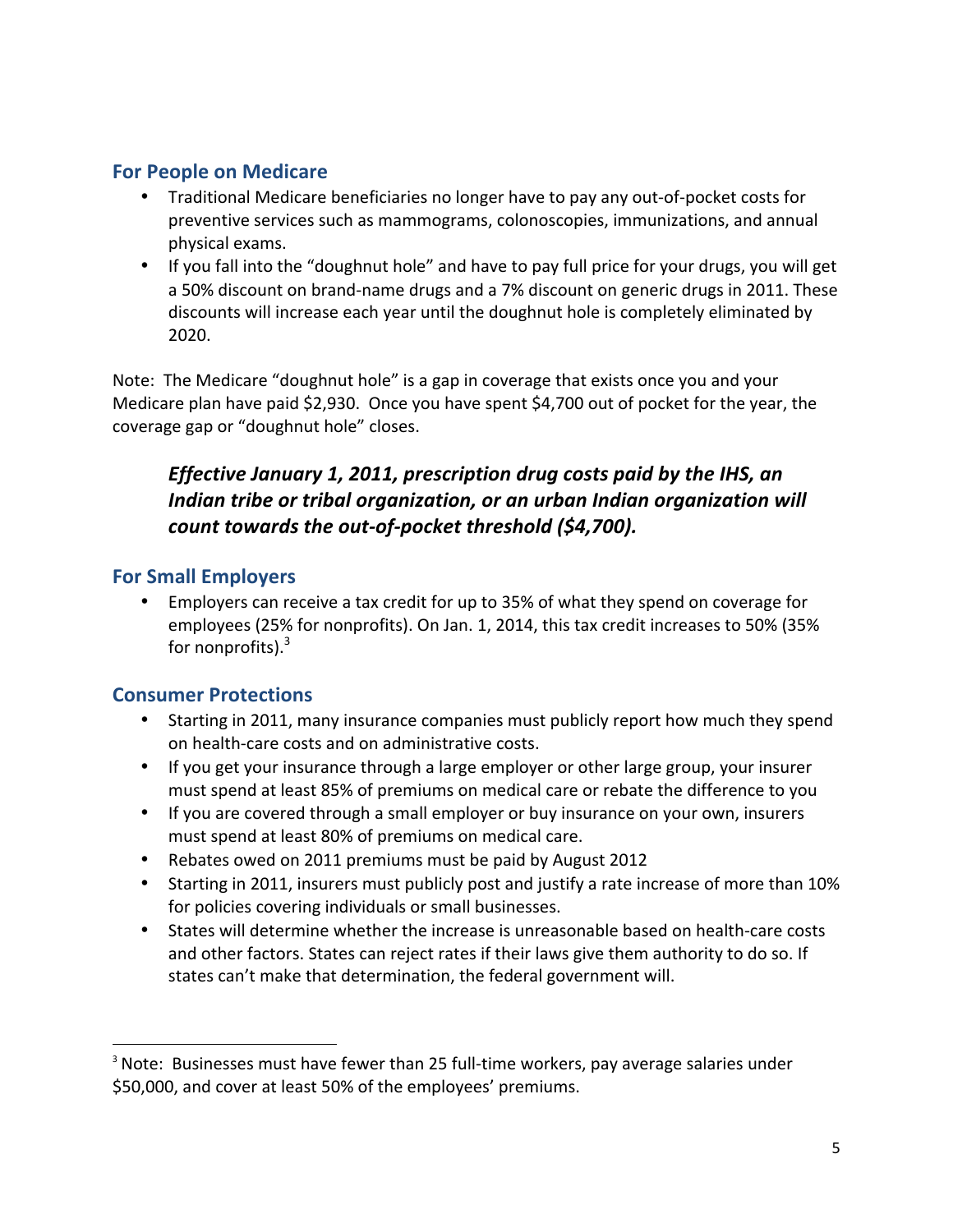## For People on Medicare

- Traditional Medicare beneficiaries no longer have to pay any out-of-pocket costs for preventive services such as mammograms, colonoscopies, immunizations, and annual physical exams.
- If you fall into the "doughnut hole" and have to pay full price for your drugs, you will get a 50% discount on brand-name drugs and a 7% discount on generic drugs in 2011. These discounts will increase each year until the doughnut hole is completely eliminated by 2020.

Note: The Medicare "doughnut hole" is a gap in coverage that exists once you and your Medicare plan have paid $2,930. Once you have spent $4,700 out of pocket for the year, the coverage gap or "doughnut hole" closes.

***Effective January 1, 2011, prescription drug costs paid by the IHS, an Indian tribe or tribal organization, or an urban Indian organization will count towards the out-of-pocket threshold ($4,700).***

## For Small Employers

- Employers can receive a tax credit for up to 35% of what they spend on coverage for employees (25% for nonprofits). On Jan. 1, 2014, this tax credit increases to 50% (35% for nonprofits).[3]

## Consumer Protections

- Starting in 2011, many insurance companies must publicly report how much they spend on health-care costs and on administrative costs.
- If you get your insurance through a large employer or other large group, your insurer must spend at least 85% of premiums on medical care or rebate the difference to you
- If you are covered through a small employer or buy insurance on your own, insurers must spend at least 80% of premiums on medical care.
- Rebates owed on 2011 premiums must be paid by August 2012
- Starting in 2011, insurers must publicly post and justify a rate increase of more than 10% for policies covering individuals or small businesses.
- States will determine whether the increase is unreasonable based on health-care costs and other factors. States can reject rates if their laws give them authority to do so. If states can't make that determination, the federal government will.

---

[3] Note: Businesses must have fewer than 25 full-time workers, pay average salaries under $50,000, and cover at least 50% of the employees' premiums.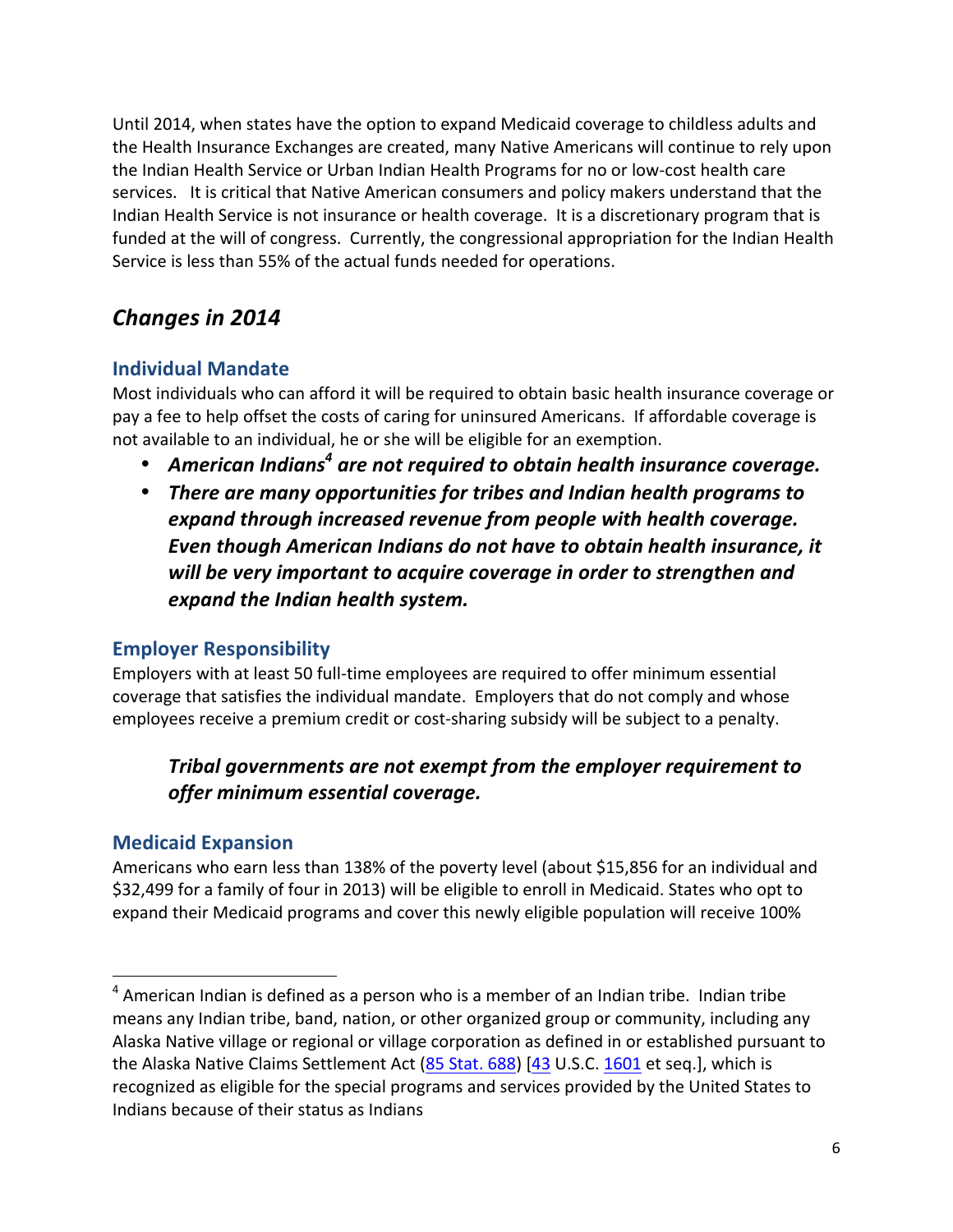Until 2014, when states have the option to expand Medicaid coverage to childless adults and the Health Insurance Exchanges are created, many Native Americans will continue to rely upon the Indian Health Service or Urban Indian Health Programs for no or low-cost health care services. It is critical that Native American consumers and policy makers understand that the Indian Health Service is not insurance or health coverage. It is a discretionary program that is funded at the will of congress. Currently, the congressional appropriation for the Indian Health Service is less than 55% of the actual funds needed for operations.

## *Changes in 2014*

### Individual Mandate

Most individuals who can afford it will be required to obtain basic health insurance coverage or pay a fee to help offset the costs of caring for uninsured Americans. If affordable coverage is not available to an individual, he or she will be eligible for an exemption.

- ***American Indians[4] are not required to obtain health insurance coverage.***
- ***There are many opportunities for tribes and Indian health programs to expand through increased revenue from people with health coverage. Even though American Indians do not have to obtain health insurance, it will be very important to acquire coverage in order to strengthen and expand the Indian health system.***

### Employer Responsibility

Employers with at least 50 full-time employees are required to offer minimum essential coverage that satisfies the individual mandate. Employers that do not comply and whose employees receive a premium credit or cost-sharing subsidy will be subject to a penalty.

> ***Tribal governments are not exempt from the employer requirement to offer minimum essential coverage.***

### Medicaid Expansion

Americans who earn less than 138% of the poverty level (about $15,856 for an individual and $32,499 for a family of four in 2013) will be eligible to enroll in Medicaid. States who opt to expand their Medicaid programs and cover this newly eligible population will receive 100%

---

[4] American Indian is defined as a person who is a member of an Indian tribe. Indian tribe means any Indian tribe, band, nation, or other organized group or community, including any Alaska Native village or regional or village corporation as defined in or established pursuant to the Alaska Native Claims Settlement Act (85 Stat. 688) [43 U.S.C. 1601 et seq.], which is recognized as eligible for the special programs and services provided by the United States to Indians because of their status as Indians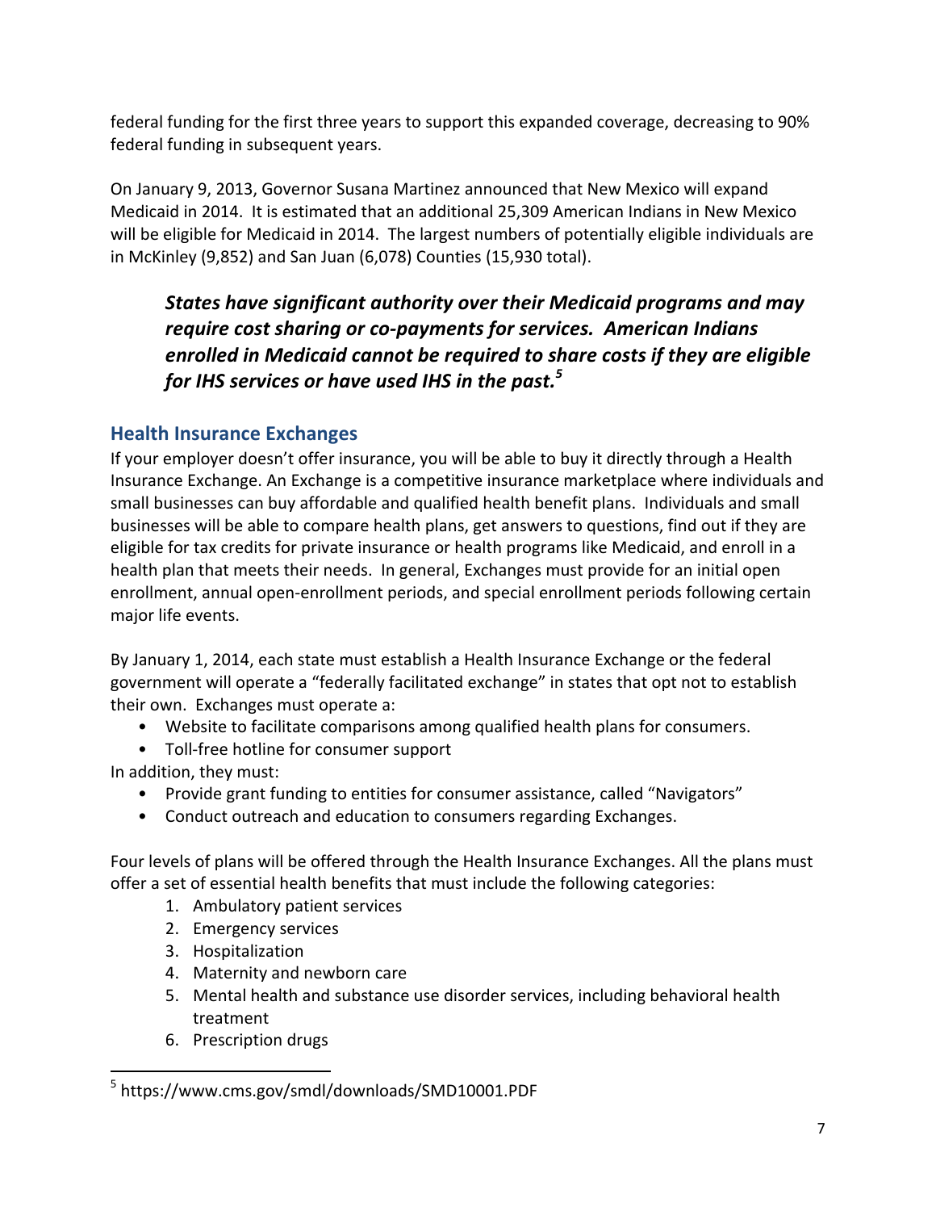federal funding for the first three years to support this expanded coverage, decreasing to 90% federal funding in subsequent years.

On January 9, 2013, Governor Susana Martinez announced that New Mexico will expand Medicaid in 2014. It is estimated that an additional 25,309 American Indians in New Mexico will be eligible for Medicaid in 2014. The largest numbers of potentially eligible individuals are in McKinley (9,852) and San Juan (6,078) Counties (15,930 total).

> ***States have significant authority over their Medicaid programs and may require cost sharing or co-payments for services. American Indians enrolled in Medicaid cannot be required to share costs if they are eligible for IHS services or have used IHS in the past.[5]***

## Health Insurance Exchanges

If your employer doesn't offer insurance, you will be able to buy it directly through a Health Insurance Exchange. An Exchange is a competitive insurance marketplace where individuals and small businesses can buy affordable and qualified health benefit plans. Individuals and small businesses will be able to compare health plans, get answers to questions, find out if they are eligible for tax credits for private insurance or health programs like Medicaid, and enroll in a health plan that meets their needs. In general, Exchanges must provide for an initial open enrollment, annual open-enrollment periods, and special enrollment periods following certain major life events.

By January 1, 2014, each state must establish a Health Insurance Exchange or the federal government will operate a "federally facilitated exchange" in states that opt not to establish their own. Exchanges must operate a:

- Website to facilitate comparisons among qualified health plans for consumers.
- Toll-free hotline for consumer support

In addition, they must:

- Provide grant funding to entities for consumer assistance, called "Navigators"
- Conduct outreach and education to consumers regarding Exchanges.

Four levels of plans will be offered through the Health Insurance Exchanges. All the plans must offer a set of essential health benefits that must include the following categories:

1. Ambulatory patient services
2. Emergency services
3. Hospitalization
4. Maternity and newborn care
5. Mental health and substance use disorder services, including behavioral health treatment
6. Prescription drugs

[5] https://www.cms.gov/smdl/downloads/SMD10001.PDF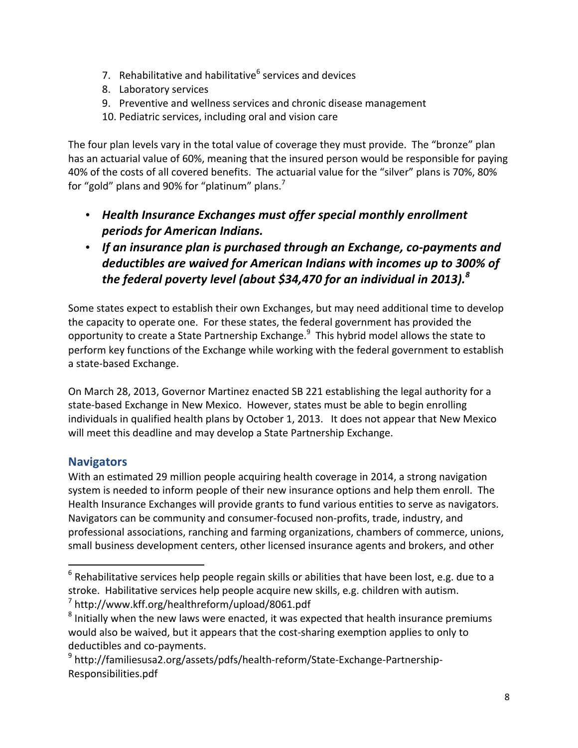7. Rehabilitative and habilitative[6] services and devices
8. Laboratory services
9. Preventive and wellness services and chronic disease management
10. Pediatric services, including oral and vision care

The four plan levels vary in the total value of coverage they must provide. The "bronze" plan has an actuarial value of 60%, meaning that the insured person would be responsible for paying 40% of the costs of all covered benefits. The actuarial value for the "silver" plans is 70%, 80% for "gold" plans and 90% for "platinum" plans.[7]

- ***Health Insurance Exchanges must offer special monthly enrollment periods for American Indians.***
- ***If an insurance plan is purchased through an Exchange, co-payments and deductibles are waived for American Indians with incomes up to 300% of the federal poverty level (about $34,470 for an individual in 2013).[8]***

Some states expect to establish their own Exchanges, but may need additional time to develop the capacity to operate one. For these states, the federal government has provided the opportunity to create a State Partnership Exchange.[9] This hybrid model allows the state to perform key functions of the Exchange while working with the federal government to establish a state-based Exchange.

On March 28, 2013, Governor Martinez enacted SB 221 establishing the legal authority for a state-based Exchange in New Mexico. However, states must be able to begin enrolling individuals in qualified health plans by October 1, 2013. It does not appear that New Mexico will meet this deadline and may develop a State Partnership Exchange.

## Navigators

With an estimated 29 million people acquiring health coverage in 2014, a strong navigation system is needed to inform people of their new insurance options and help them enroll. The Health Insurance Exchanges will provide grants to fund various entities to serve as navigators. Navigators can be community and consumer-focused non-profits, trade, industry, and professional associations, ranching and farming organizations, chambers of commerce, unions, small business development centers, other licensed insurance agents and brokers, and other

---

[6] Rehabilitative services help people regain skills or abilities that have been lost, e.g. due to a stroke. Habilitative services help people acquire new skills, e.g. children with autism.

[7] http://www.kff.org/healthreform/upload/8061.pdf

[8] Initially when the new laws were enacted, it was expected that health insurance premiums would also be waived, but it appears that the cost-sharing exemption applies to only to deductibles and co-payments.

[9] http://familiesusa2.org/assets/pdfs/health-reform/State-Exchange-Partnership-Responsibilities.pdf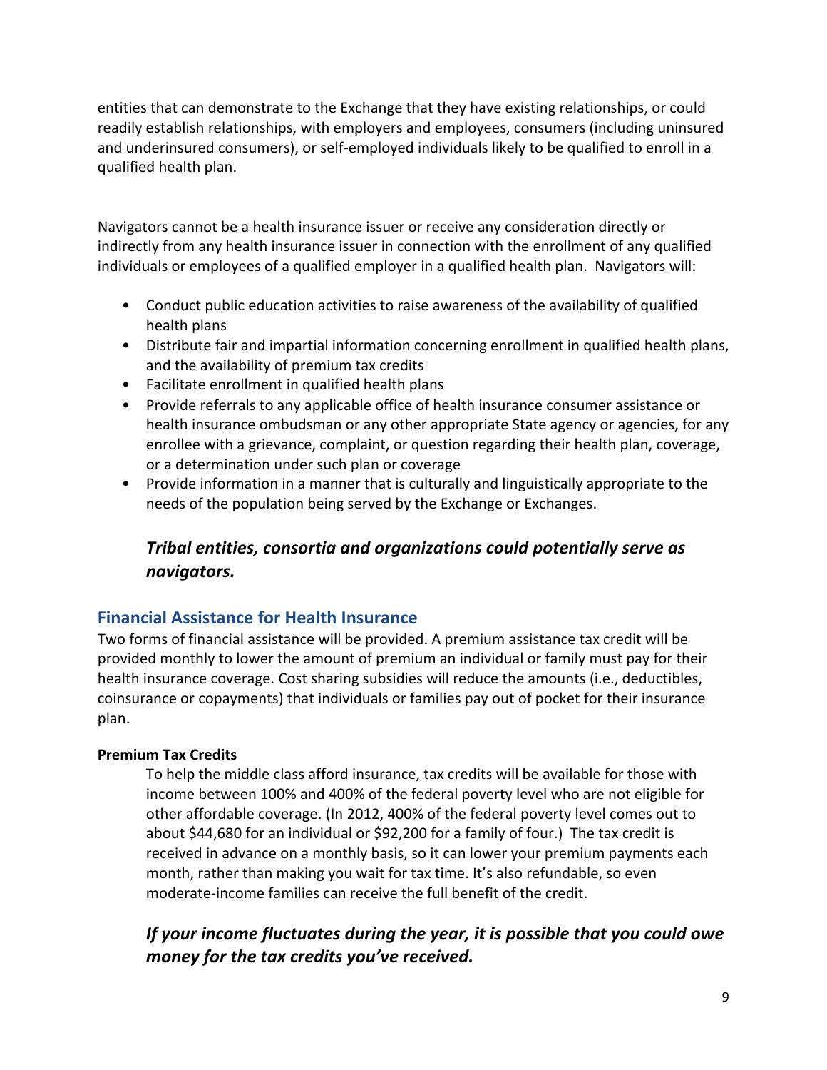entities that can demonstrate to the Exchange that they have existing relationships, or could readily establish relationships, with employers and employees, consumers (including uninsured and underinsured consumers), or self-employed individuals likely to be qualified to enroll in a qualified health plan.

Navigators cannot be a health insurance issuer or receive any consideration directly or indirectly from any health insurance issuer in connection with the enrollment of any qualified individuals or employees of a qualified employer in a qualified health plan. Navigators will:

- Conduct public education activities to raise awareness of the availability of qualified health plans
- Distribute fair and impartial information concerning enrollment in qualified health plans, and the availability of premium tax credits
- Facilitate enrollment in qualified health plans
- Provide referrals to any applicable office of health insurance consumer assistance or health insurance ombudsman or any other appropriate State agency or agencies, for any enrollee with a grievance, complaint, or question regarding their health plan, coverage, or a determination under such plan or coverage
- Provide information in a manner that is culturally and linguistically appropriate to the needs of the population being served by the Exchange or Exchanges.

***Tribal entities, consortia and organizations could potentially serve as navigators.***

## Financial Assistance for Health Insurance

Two forms of financial assistance will be provided. A premium assistance tax credit will be provided monthly to lower the amount of premium an individual or family must pay for their health insurance coverage. Cost sharing subsidies will reduce the amounts (i.e., deductibles, coinsurance or copayments) that individuals or families pay out of pocket for their insurance plan.

### Premium Tax Credits

To help the middle class afford insurance, tax credits will be available for those with income between 100% and 400% of the federal poverty level who are not eligible for other affordable coverage. (In 2012, 400% of the federal poverty level comes out to about $44,680 for an individual or $92,200 for a family of four.) The tax credit is received in advance on a monthly basis, so it can lower your premium payments each month, rather than making you wait for tax time. It's also refundable, so even moderate-income families can receive the full benefit of the credit.

***If your income fluctuates during the year, it is possible that you could owe money for the tax credits you've received.***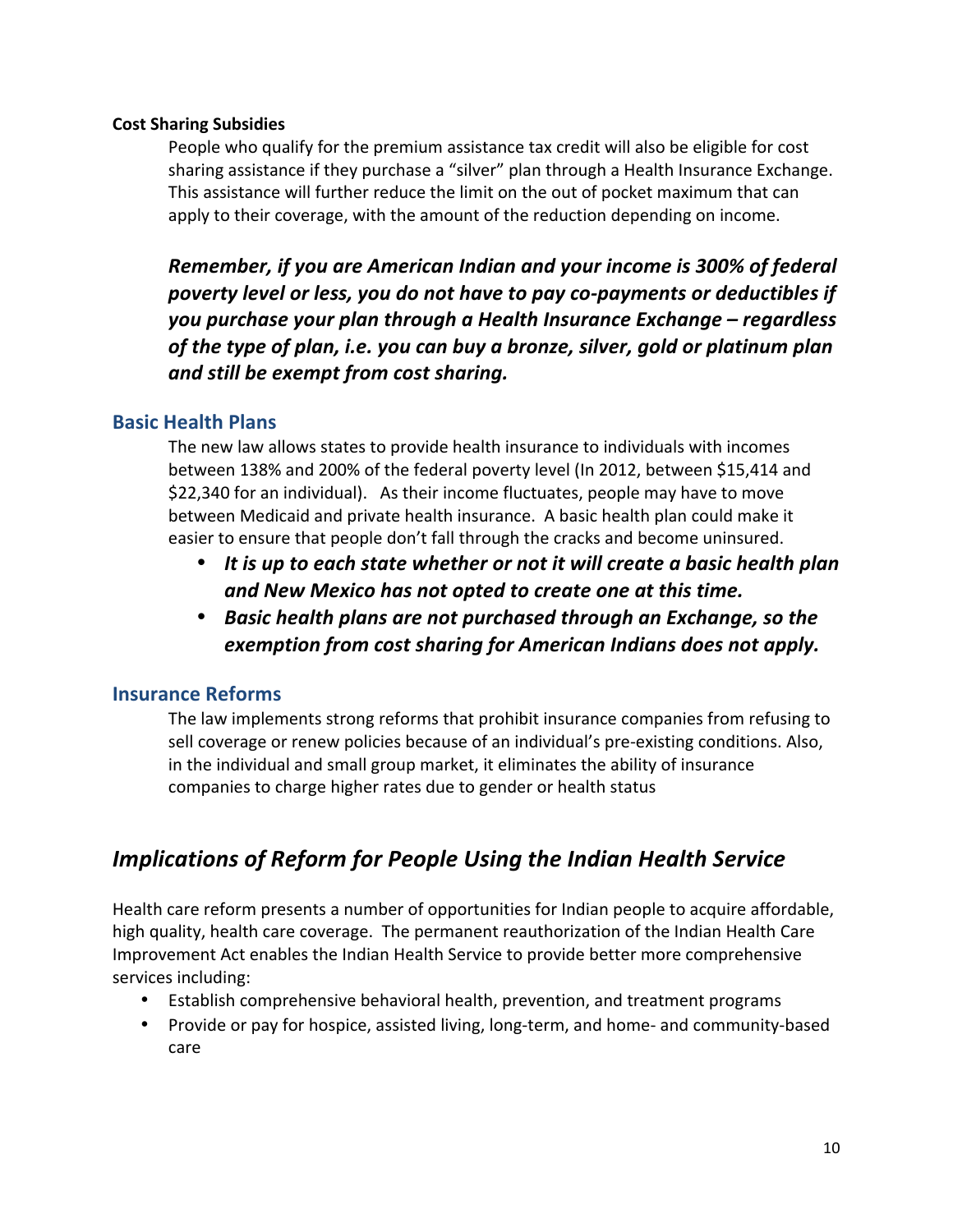**Cost Sharing Subsidies**

People who qualify for the premium assistance tax credit will also be eligible for cost sharing assistance if they purchase a "silver" plan through a Health Insurance Exchange. This assistance will further reduce the limit on the out of pocket maximum that can apply to their coverage, with the amount of the reduction depending on income.

***Remember, if you are American Indian and your income is 300% of federal poverty level or less, you do not have to pay co-payments or deductibles if you purchase your plan through a Health Insurance Exchange – regardless of the type of plan, i.e. you can buy a bronze, silver, gold or platinum plan and still be exempt from cost sharing.***

### Basic Health Plans

The new law allows states to provide health insurance to individuals with incomes between 138% and 200% of the federal poverty level (In 2012, between $15,414 and $22,340 for an individual). As their income fluctuates, people may have to move between Medicaid and private health insurance. A basic health plan could make it easier to ensure that people don't fall through the cracks and become uninsured.

- ***It is up to each state whether or not it will create a basic health plan and New Mexico has not opted to create one at this time.***
- ***Basic health plans are not purchased through an Exchange, so the exemption from cost sharing for American Indians does not apply.***

### Insurance Reforms

The law implements strong reforms that prohibit insurance companies from refusing to sell coverage or renew policies because of an individual's pre-existing conditions. Also, in the individual and small group market, it eliminates the ability of insurance companies to charge higher rates due to gender or health status

## *Implications of Reform for People Using the Indian Health Service*

Health care reform presents a number of opportunities for Indian people to acquire affordable, high quality, health care coverage. The permanent reauthorization of the Indian Health Care Improvement Act enables the Indian Health Service to provide better more comprehensive services including:

- Establish comprehensive behavioral health, prevention, and treatment programs
- Provide or pay for hospice, assisted living, long-term, and home- and community-based care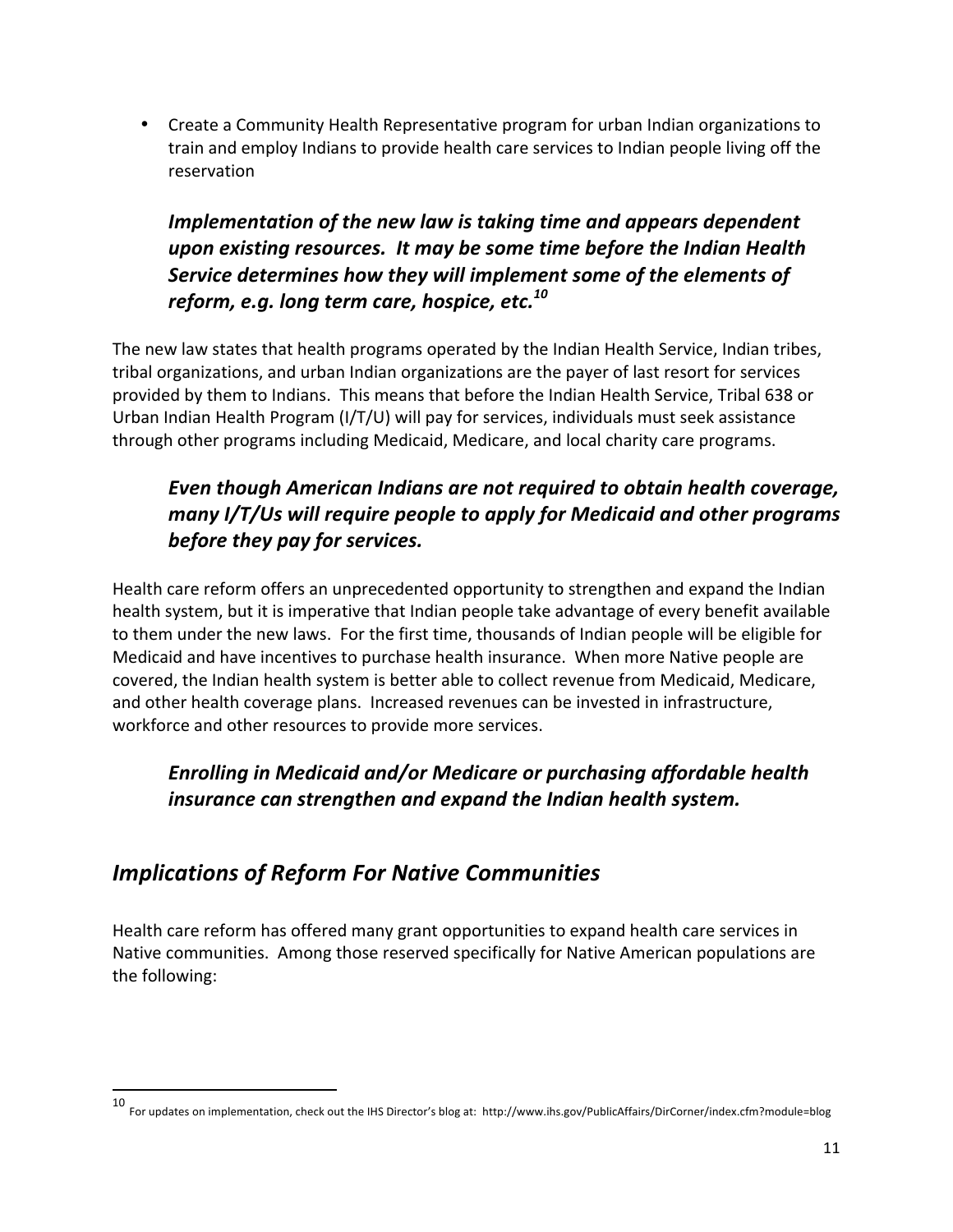- Create a Community Health Representative program for urban Indian organizations to train and employ Indians to provide health care services to Indian people living off the reservation

***Implementation of the new law is taking time and appears dependent upon existing resources. It may be some time before the Indian Health Service determines how they will implement some of the elements of reform, e.g. long term care, hospice, etc.[10]***

The new law states that health programs operated by the Indian Health Service, Indian tribes, tribal organizations, and urban Indian organizations are the payer of last resort for services provided by them to Indians. This means that before the Indian Health Service, Tribal 638 or Urban Indian Health Program (I/T/U) will pay for services, individuals must seek assistance through other programs including Medicaid, Medicare, and local charity care programs.

***Even though American Indians are not required to obtain health coverage, many I/T/Us will require people to apply for Medicaid and other programs before they pay for services.***

Health care reform offers an unprecedented opportunity to strengthen and expand the Indian health system, but it is imperative that Indian people take advantage of every benefit available to them under the new laws. For the first time, thousands of Indian people will be eligible for Medicaid and have incentives to purchase health insurance. When more Native people are covered, the Indian health system is better able to collect revenue from Medicaid, Medicare, and other health coverage plans. Increased revenues can be invested in infrastructure, workforce and other resources to provide more services.

***Enrolling in Medicaid and/or Medicare or purchasing affordable health insurance can strengthen and expand the Indian health system.***

## *Implications of Reform For Native Communities*

Health care reform has offered many grant opportunities to expand health care services in Native communities. Among those reserved specifically for Native American populations are the following:

[10] For updates on implementation, check out the IHS Director's blog at: http://www.ihs.gov/PublicAffairs/DirCorner/index.cfm?module=blog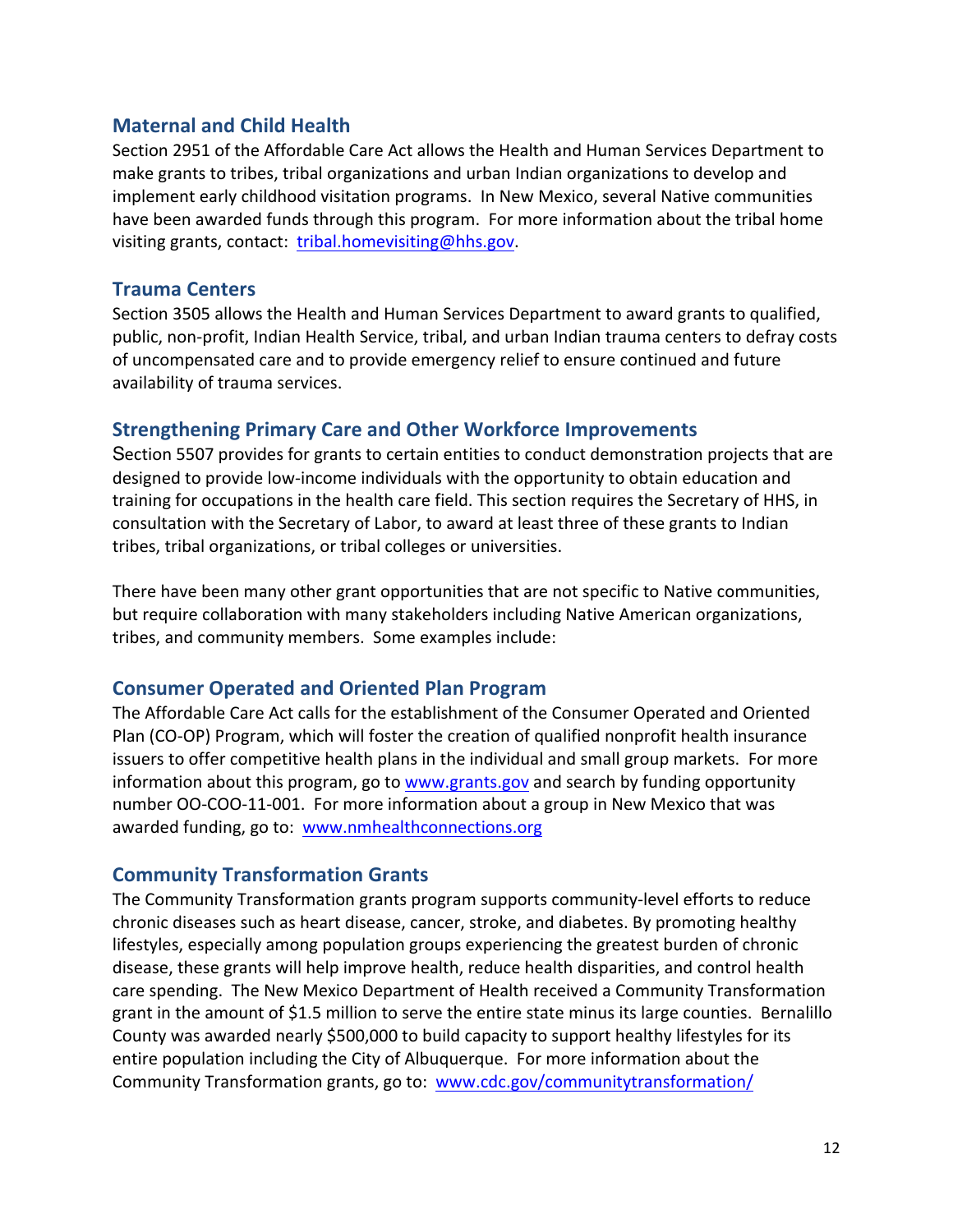## Maternal and Child Health

Section 2951 of the Affordable Care Act allows the Health and Human Services Department to make grants to tribes, tribal organizations and urban Indian organizations to develop and implement early childhood visitation programs. In New Mexico, several Native communities have been awarded funds through this program. For more information about the tribal home visiting grants, contact: tribal.homevisiting@hhs.gov.

## Trauma Centers

Section 3505 allows the Health and Human Services Department to award grants to qualified, public, non-profit, Indian Health Service, tribal, and urban Indian trauma centers to defray costs of uncompensated care and to provide emergency relief to ensure continued and future availability of trauma services.

## Strengthening Primary Care and Other Workforce Improvements

Section 5507 provides for grants to certain entities to conduct demonstration projects that are designed to provide low-income individuals with the opportunity to obtain education and training for occupations in the health care field. This section requires the Secretary of HHS, in consultation with the Secretary of Labor, to award at least three of these grants to Indian tribes, tribal organizations, or tribal colleges or universities.

There have been many other grant opportunities that are not specific to Native communities, but require collaboration with many stakeholders including Native American organizations, tribes, and community members. Some examples include:

## Consumer Operated and Oriented Plan Program

The Affordable Care Act calls for the establishment of the Consumer Operated and Oriented Plan (CO-OP) Program, which will foster the creation of qualified nonprofit health insurance issuers to offer competitive health plans in the individual and small group markets. For more information about this program, go to www.grants.gov and search by funding opportunity number OO-COO-11-001. For more information about a group in New Mexico that was awarded funding, go to: www.nmhealthconnections.org

## Community Transformation Grants

The Community Transformation grants program supports community-level efforts to reduce chronic diseases such as heart disease, cancer, stroke, and diabetes. By promoting healthy lifestyles, especially among population groups experiencing the greatest burden of chronic disease, these grants will help improve health, reduce health disparities, and control health care spending. The New Mexico Department of Health received a Community Transformation grant in the amount of $1.5 million to serve the entire state minus its large counties. Bernalillo County was awarded nearly $500,000 to build capacity to support healthy lifestyles for its entire population including the City of Albuquerque. For more information about the Community Transformation grants, go to: www.cdc.gov/communitytransformation/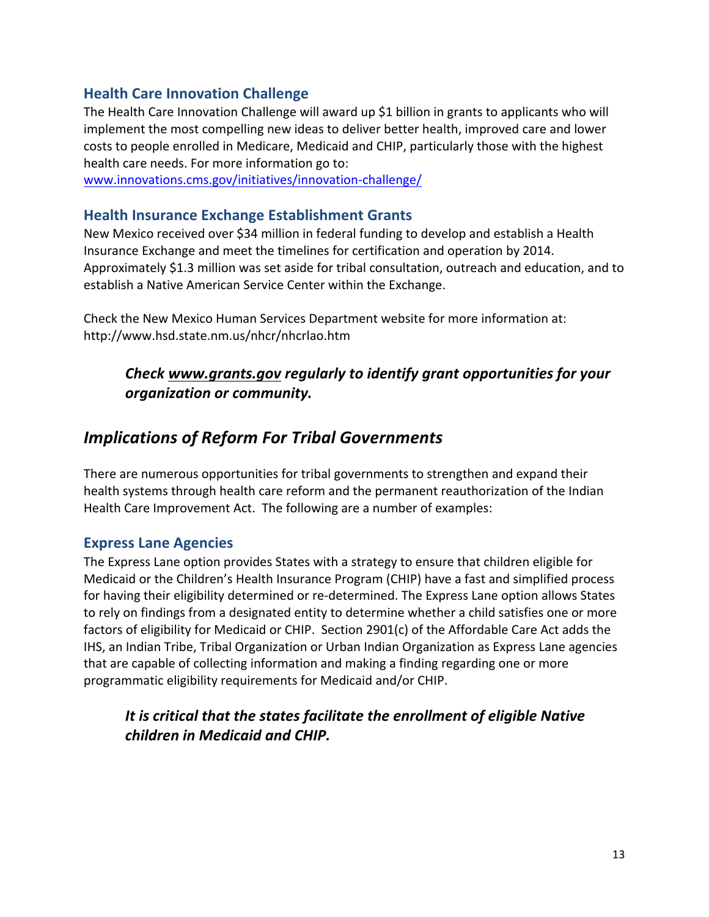### Health Care Innovation Challenge

The Health Care Innovation Challenge will award up $1 billion in grants to applicants who will implement the most compelling new ideas to deliver better health, improved care and lower costs to people enrolled in Medicare, Medicaid and CHIP, particularly those with the highest health care needs. For more information go to: [www.innovations.cms.gov/initiatives/innovation-challenge/](http://www.innovations.cms.gov/initiatives/innovation-challenge/)

### Health Insurance Exchange Establishment Grants

New Mexico received over $34 million in federal funding to develop and establish a Health Insurance Exchange and meet the timelines for certification and operation by 2014. Approximately $1.3 million was set aside for tribal consultation, outreach and education, and to establish a Native American Service Center within the Exchange.

Check the New Mexico Human Services Department website for more information at: http://www.hsd.state.nm.us/nhcr/nhcrlao.htm

> ***Check [www.grants.gov](http://www.grants.gov) regularly to identify grant opportunities for your organization or community.***

## *Implications of Reform For Tribal Governments*

There are numerous opportunities for tribal governments to strengthen and expand their health systems through health care reform and the permanent reauthorization of the Indian Health Care Improvement Act. The following are a number of examples:

### Express Lane Agencies

The Express Lane option provides States with a strategy to ensure that children eligible for Medicaid or the Children's Health Insurance Program (CHIP) have a fast and simplified process for having their eligibility determined or re-determined. The Express Lane option allows States to rely on findings from a designated entity to determine whether a child satisfies one or more factors of eligibility for Medicaid or CHIP. Section 2901(c) of the Affordable Care Act adds the IHS, an Indian Tribe, Tribal Organization or Urban Indian Organization as Express Lane agencies that are capable of collecting information and making a finding regarding one or more programmatic eligibility requirements for Medicaid and/or CHIP.

> ***It is critical that the states facilitate the enrollment of eligible Native children in Medicaid and CHIP.***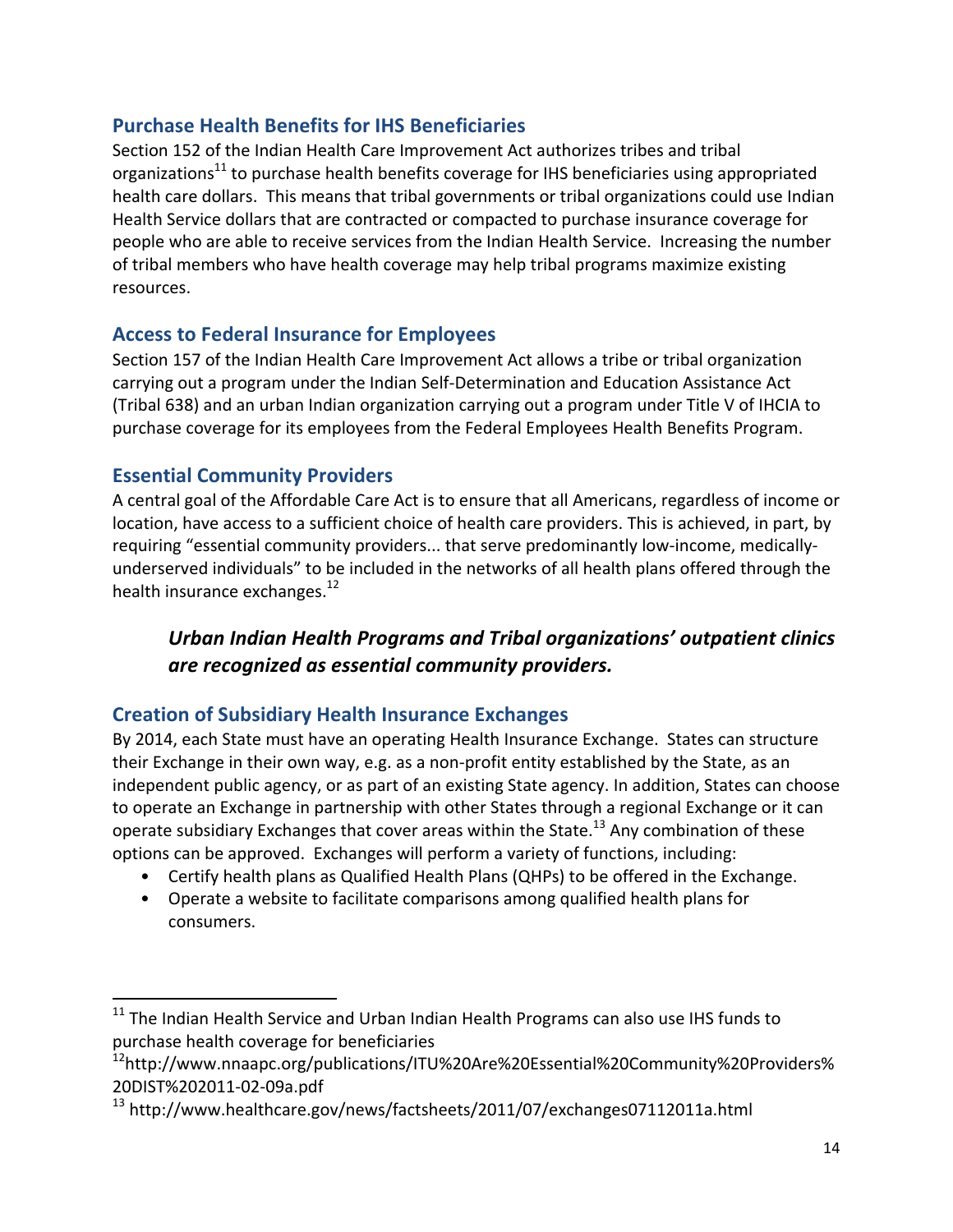### Purchase Health Benefits for IHS Beneficiaries

Section 152 of the Indian Health Care Improvement Act authorizes tribes and tribal organizations[11] to purchase health benefits coverage for IHS beneficiaries using appropriated health care dollars. This means that tribal governments or tribal organizations could use Indian Health Service dollars that are contracted or compacted to purchase insurance coverage for people who are able to receive services from the Indian Health Service. Increasing the number of tribal members who have health coverage may help tribal programs maximize existing resources.

### Access to Federal Insurance for Employees

Section 157 of the Indian Health Care Improvement Act allows a tribe or tribal organization carrying out a program under the Indian Self-Determination and Education Assistance Act (Tribal 638) and an urban Indian organization carrying out a program under Title V of IHCIA to purchase coverage for its employees from the Federal Employees Health Benefits Program.

### Essential Community Providers

A central goal of the Affordable Care Act is to ensure that all Americans, regardless of income or location, have access to a sufficient choice of health care providers. This is achieved, in part, by requiring "essential community providers... that serve predominantly low-income, medically-underserved individuals" to be included in the networks of all health plans offered through the health insurance exchanges.[12]

> ***Urban Indian Health Programs and Tribal organizations' outpatient clinics are recognized as essential community providers.***

### Creation of Subsidiary Health Insurance Exchanges

By 2014, each State must have an operating Health Insurance Exchange. States can structure their Exchange in their own way, e.g. as a non-profit entity established by the State, as an independent public agency, or as part of an existing State agency. In addition, States can choose to operate an Exchange in partnership with other States through a regional Exchange or it can operate subsidiary Exchanges that cover areas within the State.[13] Any combination of these options can be approved. Exchanges will perform a variety of functions, including:

- Certify health plans as Qualified Health Plans (QHPs) to be offered in the Exchange.
- Operate a website to facilitate comparisons among qualified health plans for consumers.

---

[11] The Indian Health Service and Urban Indian Health Programs can also use IHS funds to purchase health coverage for beneficiaries

[12] http://www.nnaapc.org/publications/ITU%20Are%20Essential%20Community%20Providers%20DIST%202011-02-09a.pdf

[13] http://www.healthcare.gov/news/factsheets/2011/07/exchanges07112011a.html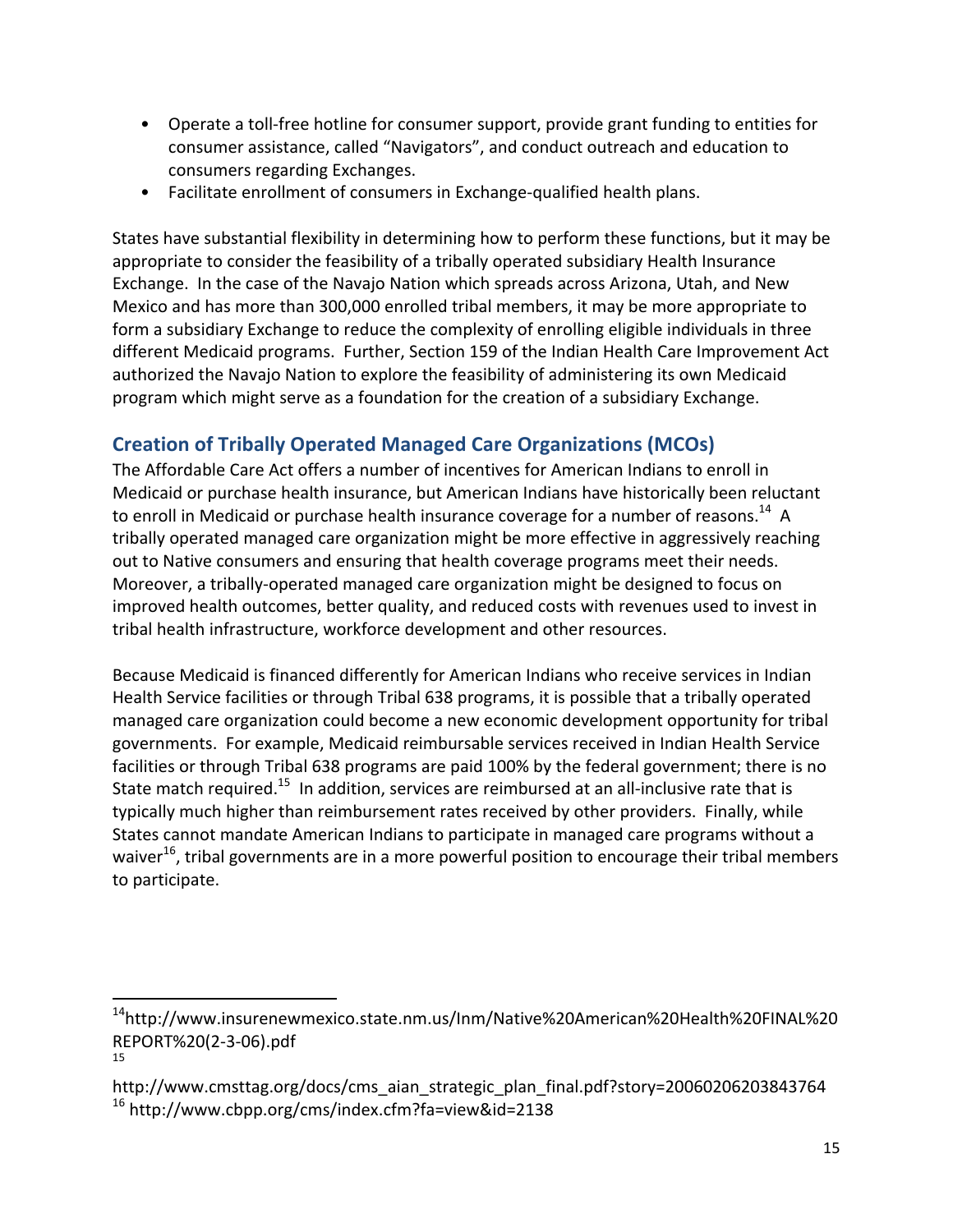- Operate a toll-free hotline for consumer support, provide grant funding to entities for consumer assistance, called "Navigators", and conduct outreach and education to consumers regarding Exchanges.
- Facilitate enrollment of consumers in Exchange-qualified health plans.

States have substantial flexibility in determining how to perform these functions, but it may be appropriate to consider the feasibility of a tribally operated subsidiary Health Insurance Exchange. In the case of the Navajo Nation which spreads across Arizona, Utah, and New Mexico and has more than 300,000 enrolled tribal members, it may be more appropriate to form a subsidiary Exchange to reduce the complexity of enrolling eligible individuals in three different Medicaid programs. Further, Section 159 of the Indian Health Care Improvement Act authorized the Navajo Nation to explore the feasibility of administering its own Medicaid program which might serve as a foundation for the creation of a subsidiary Exchange.

## Creation of Tribally Operated Managed Care Organizations (MCOs)

The Affordable Care Act offers a number of incentives for American Indians to enroll in Medicaid or purchase health insurance, but American Indians have historically been reluctant to enroll in Medicaid or purchase health insurance coverage for a number of reasons.[14] A tribally operated managed care organization might be more effective in aggressively reaching out to Native consumers and ensuring that health coverage programs meet their needs. Moreover, a tribally-operated managed care organization might be designed to focus on improved health outcomes, better quality, and reduced costs with revenues used to invest in tribal health infrastructure, workforce development and other resources.

Because Medicaid is financed differently for American Indians who receive services in Indian Health Service facilities or through Tribal 638 programs, it is possible that a tribally operated managed care organization could become a new economic development opportunity for tribal governments. For example, Medicaid reimbursable services received in Indian Health Service facilities or through Tribal 638 programs are paid 100% by the federal government; there is no State match required.[15] In addition, services are reimbursed at an all-inclusive rate that is typically much higher than reimbursement rates received by other providers. Finally, while States cannot mandate American Indians to participate in managed care programs without a waiver[16], tribal governments are in a more powerful position to encourage their tribal members to participate.

[14] http://www.insurenewmexico.state.nm.us/Inm/Native%20American%20Health%20FINAL%20REPORT%20(2-3-06).pdf

[15] http://www.cmsttag.org/docs/cms_aian_strategic_plan_final.pdf?story=20060206203843764

[16] http://www.cbpp.org/cms/index.cfm?fa=view&id=2138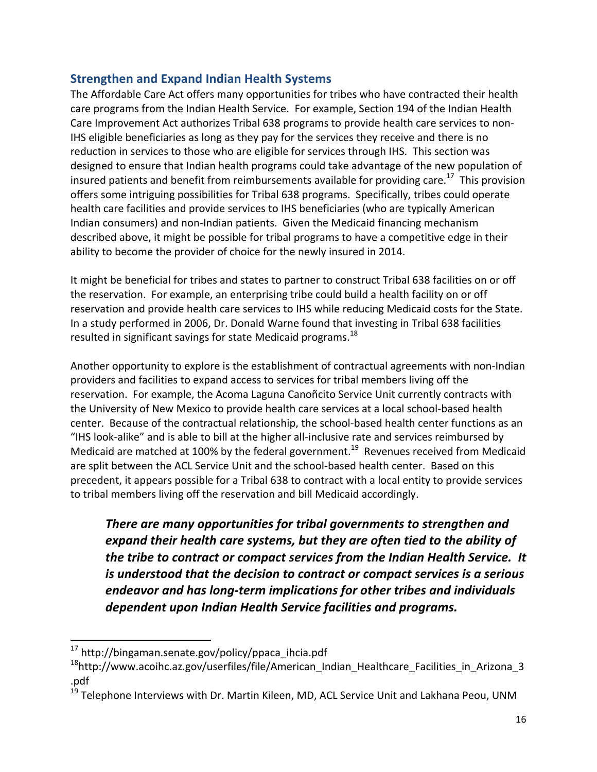## Strengthen and Expand Indian Health Systems

The Affordable Care Act offers many opportunities for tribes who have contracted their health care programs from the Indian Health Service. For example, Section 194 of the Indian Health Care Improvement Act authorizes Tribal 638 programs to provide health care services to non-IHS eligible beneficiaries as long as they pay for the services they receive and there is no reduction in services to those who are eligible for services through IHS. This section was designed to ensure that Indian health programs could take advantage of the new population of insured patients and benefit from reimbursements available for providing care.[17] This provision offers some intriguing possibilities for Tribal 638 programs. Specifically, tribes could operate health care facilities and provide services to IHS beneficiaries (who are typically American Indian consumers) and non-Indian patients. Given the Medicaid financing mechanism described above, it might be possible for tribal programs to have a competitive edge in their ability to become the provider of choice for the newly insured in 2014.

It might be beneficial for tribes and states to partner to construct Tribal 638 facilities on or off the reservation. For example, an enterprising tribe could build a health facility on or off reservation and provide health care services to IHS while reducing Medicaid costs for the State. In a study performed in 2006, Dr. Donald Warne found that investing in Tribal 638 facilities resulted in significant savings for state Medicaid programs.[18]

Another opportunity to explore is the establishment of contractual agreements with non-Indian providers and facilities to expand access to services for tribal members living off the reservation. For example, the Acoma Laguna Canoñcito Service Unit currently contracts with the University of New Mexico to provide health care services at a local school-based health center. Because of the contractual relationship, the school-based health center functions as an "IHS look-alike" and is able to bill at the higher all-inclusive rate and services reimbursed by Medicaid are matched at 100% by the federal government.[19] Revenues received from Medicaid are split between the ACL Service Unit and the school-based health center. Based on this precedent, it appears possible for a Tribal 638 to contract with a local entity to provide services to tribal members living off the reservation and bill Medicaid accordingly.

> ***There are many opportunities for tribal governments to strengthen and expand their health care systems, but they are often tied to the ability of the tribe to contract or compact services from the Indian Health Service. It is understood that the decision to contract or compact services is a serious endeavor and has long-term implications for other tribes and individuals dependent upon Indian Health Service facilities and programs.***

---

[17] http://bingaman.senate.gov/policy/ppaca_ihcia.pdf

[18] http://www.acoihc.az.gov/userfiles/file/American_Indian_Healthcare_Facilities_in_Arizona_3.pdf

[19] Telephone Interviews with Dr. Martin Kileen, MD, ACL Service Unit and Lakhana Peou, UNM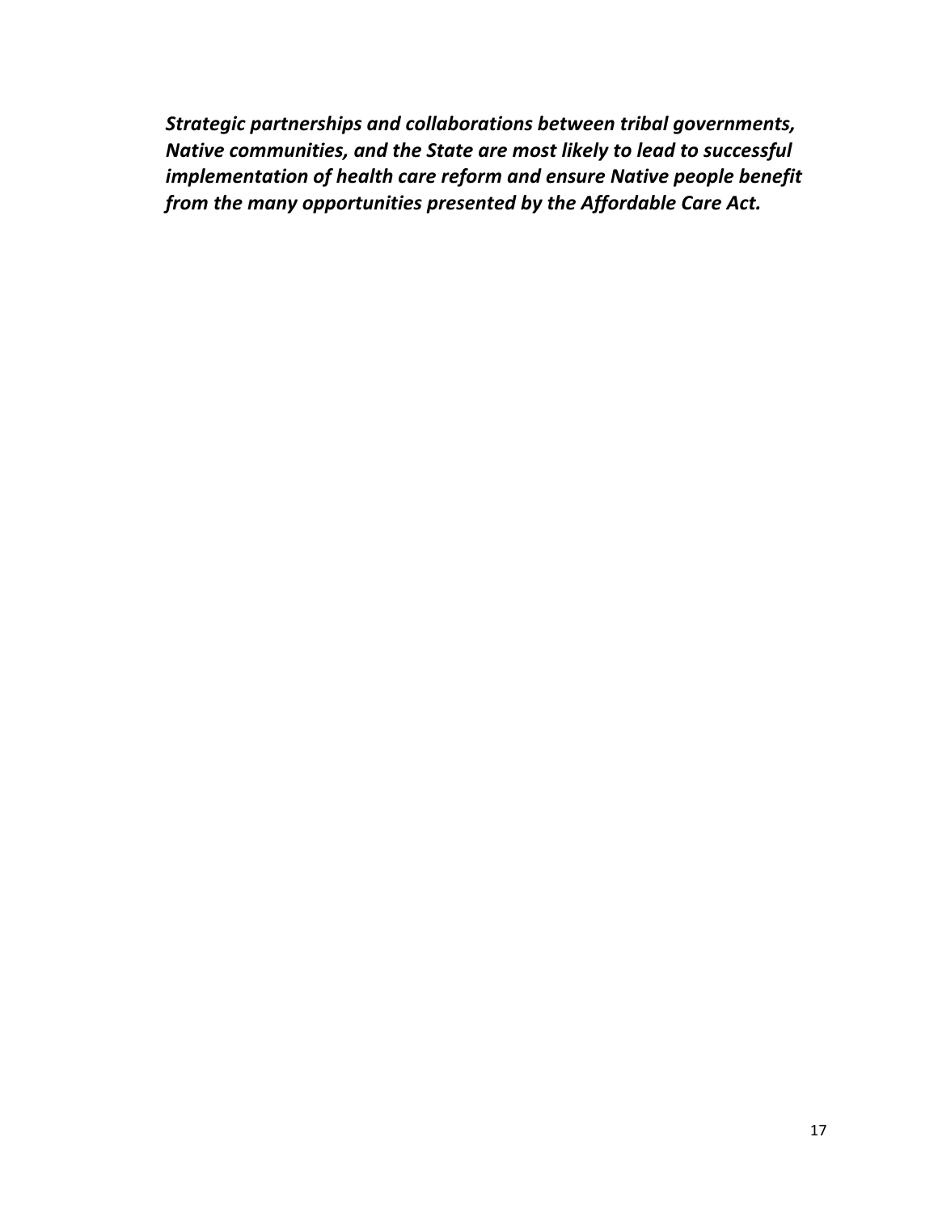***Strategic partnerships and collaborations between tribal governments, Native communities, and the State are most likely to lead to successful implementation of health care reform and ensure Native people benefit from the many opportunities presented by the Affordable Care Act.***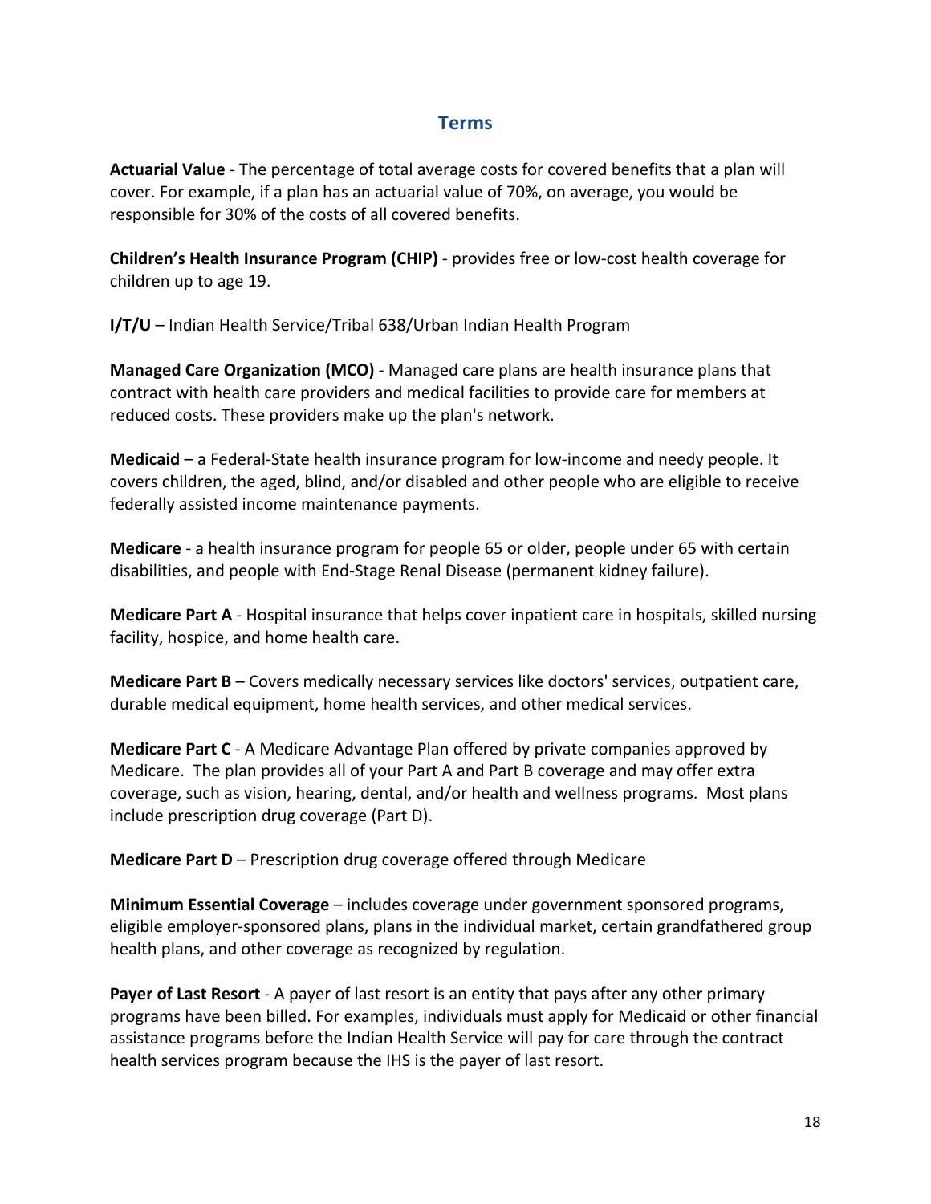## Terms

**Actuarial Value** - The percentage of total average costs for covered benefits that a plan will cover. For example, if a plan has an actuarial value of 70%, on average, you would be responsible for 30% of the costs of all covered benefits.

**Children's Health Insurance Program (CHIP)** - provides free or low-cost health coverage for children up to age 19.

**I/T/U** – Indian Health Service/Tribal 638/Urban Indian Health Program

**Managed Care Organization (MCO)** - Managed care plans are health insurance plans that contract with health care providers and medical facilities to provide care for members at reduced costs. These providers make up the plan's network.

**Medicaid** – a Federal-State health insurance program for low-income and needy people. It covers children, the aged, blind, and/or disabled and other people who are eligible to receive federally assisted income maintenance payments.

**Medicare** - a health insurance program for people 65 or older, people under 65 with certain disabilities, and people with End-Stage Renal Disease (permanent kidney failure).

**Medicare Part A** - Hospital insurance that helps cover inpatient care in hospitals, skilled nursing facility, hospice, and home health care.

**Medicare Part B** – Covers medically necessary services like doctors' services, outpatient care, durable medical equipment, home health services, and other medical services.

**Medicare Part C** - A Medicare Advantage Plan offered by private companies approved by Medicare. The plan provides all of your Part A and Part B coverage and may offer extra coverage, such as vision, hearing, dental, and/or health and wellness programs. Most plans include prescription drug coverage (Part D).

**Medicare Part D** – Prescription drug coverage offered through Medicare

**Minimum Essential Coverage** – includes coverage under government sponsored programs, eligible employer-sponsored plans, plans in the individual market, certain grandfathered group health plans, and other coverage as recognized by regulation.

**Payer of Last Resort** - A payer of last resort is an entity that pays after any other primary programs have been billed. For examples, individuals must apply for Medicaid or other financial assistance programs before the Indian Health Service will pay for care through the contract health services program because the IHS is the payer of last resort.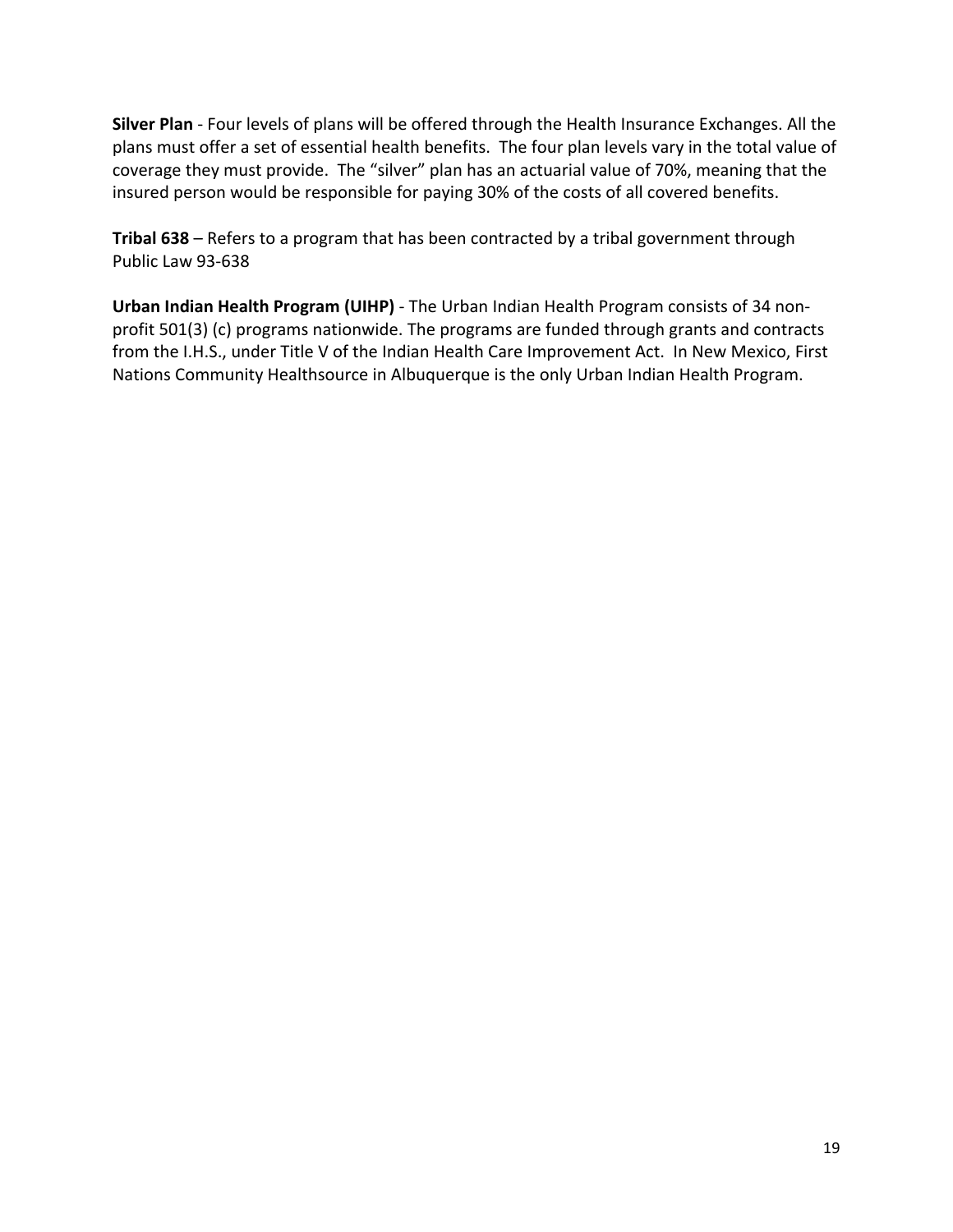**Silver Plan** - Four levels of plans will be offered through the Health Insurance Exchanges. All the plans must offer a set of essential health benefits. The four plan levels vary in the total value of coverage they must provide. The "silver" plan has an actuarial value of 70%, meaning that the insured person would be responsible for paying 30% of the costs of all covered benefits.

**Tribal 638** – Refers to a program that has been contracted by a tribal government through Public Law 93-638

**Urban Indian Health Program (UIHP)** - The Urban Indian Health Program consists of 34 non-profit 501(3) (c) programs nationwide. The programs are funded through grants and contracts from the I.H.S., under Title V of the Indian Health Care Improvement Act. In New Mexico, First Nations Community Healthsource in Albuquerque is the only Urban Indian Health Program.